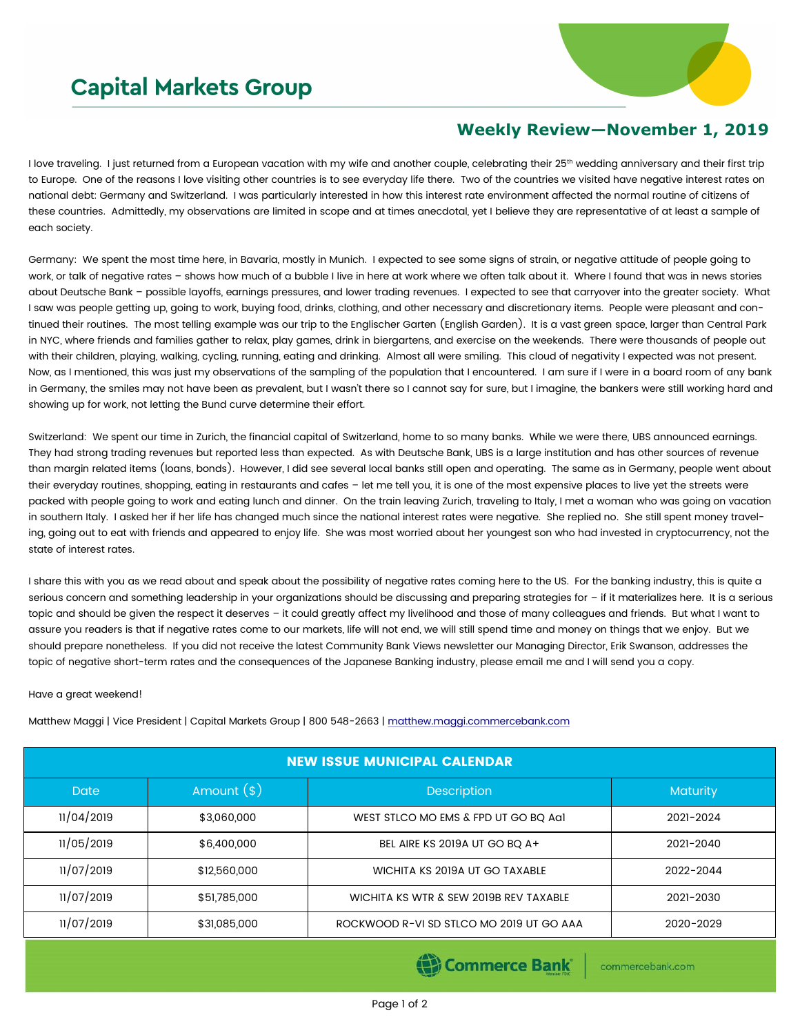# Capital Markets Group

## Weekly Review—November 1, 2019

I love traveling. I just returned from a European vacation with my wife and another couple, celebrating their 25th wedding anniversary and their first trip to Europe. One of the reasons I love visiting other countries is to see everyday life there. Two of the countries we visited have negative interest rates on national debt: Germany and Switzerland. I was particularly interested in how this interest rate environment affected the normal routine of citizens of these countries. Admittedly, my observations are limited in scope and at times anecdotal, yet I believe they are representative of at least a sample of each society.

Germany: We spent the most time here, in Bavaria, mostly in Munich. I expected to see some signs of strain, or negative attitude of people going to work, or talk of negative rates – shows how much of a bubble I live in here at work where we often talk about it. Where I found that was in news stories about Deutsche Bank – possible layoffs, earnings pressures, and lower trading revenues. I expected to see that carryover into the greater society. What I saw was people getting up, going to work, buying food, drinks, clothing, and other necessary and discretionary items. People were pleasant and continued their routines. The most telling example was our trip to the Englischer Garten (English Garden). It is a vast green space, larger than Central Park in NYC, where friends and families gather to relax, play games, drink in biergartens, and exercise on the weekends. There were thousands of people out with their children, playing, walking, cycling, running, eating and drinking. Almost all were smiling. This cloud of negativity I expected was not present. Now, as I mentioned, this was just my observations of the sampling of the population that I encountered. I am sure if I were in a board room of any bank in Germany, the smiles may not have been as prevalent, but I wasn't there so I cannot say for sure, but I imagine, the bankers were still working hard and showing up for work, not letting the Bund curve determine their effort.

Switzerland: We spent our time in Zurich, the financial capital of Switzerland, home to so many banks. While we were there, UBS announced earnings. They had strong trading revenues but reported less than expected. As with Deutsche Bank, UBS is a large institution and has other sources of revenue than margin related items (loans, bonds). However, I did see several local banks still open and operating. The same as in Germany, people went about their everyday routines, shopping, eating in restaurants and cafes – let me tell you, it is one of the most expensive places to live yet the streets were packed with people going to work and eating lunch and dinner. On the train leaving Zurich, traveling to Italy, I met a woman who was going on vacation in southern Italy. I asked her if her life has changed much since the national interest rates were negative. She replied no. She still spent money traveling, going out to eat with friends and appeared to enjoy life. She was most worried about her youngest son who had invested in cryptocurrency, not the state of interest rates.

I share this with you as we read about and speak about the possibility of negative rates coming here to the US. For the banking industry, this is quite a serious concern and something leadership in your organizations should be discussing and preparing strategies for – if it materializes here. It is a serious topic and should be given the respect it deserves – it could greatly affect my livelihood and those of many colleagues and friends. But what I want to assure you readers is that if negative rates come to our markets, life will not end, we will still spend time and money on things that we enjoy. But we should prepare nonetheless. If you did not receive the latest Community Bank Views newsletter our Managing Director, Erik Swanson, addresses the topic of negative short-term rates and the consequences of the Japanese Banking industry, please email me and I will send you a copy.

Have a great weekend!

Matthew Maggi | Vice President | Capital Markets Group | 800 548-2663 | matthew.maggi.commercebank.com

| NEW ISSUE MUNICIPAL CALENDAR | | | |
|---|---|---|---|
| Date | Amount ($) | Description | Maturity |
| 11/04/2019 | $3,060,000 | WEST STLCO MO EMS & FPD UT GO BQ Aa1 | 2021-2024 |
| 11/05/2019 | $6,400,000 | BEL AIRE KS 2019A UT GO BQ A+ | 2021-2040 |
| 11/07/2019 | $12,560,000 | WICHITA KS 2019A UT GO TAXABLE | 2022-2044 |
| 11/07/2019 | $51,785,000 | WICHITA KS WTR & SEW 2019B REV TAXABLE | 2021-2030 |
| 11/07/2019 | $31,085,000 | ROCKWOOD R-VI SD STLCO MO 2019 UT GO AAA | 2020-2029 |

Commerce Bank | commercebank.com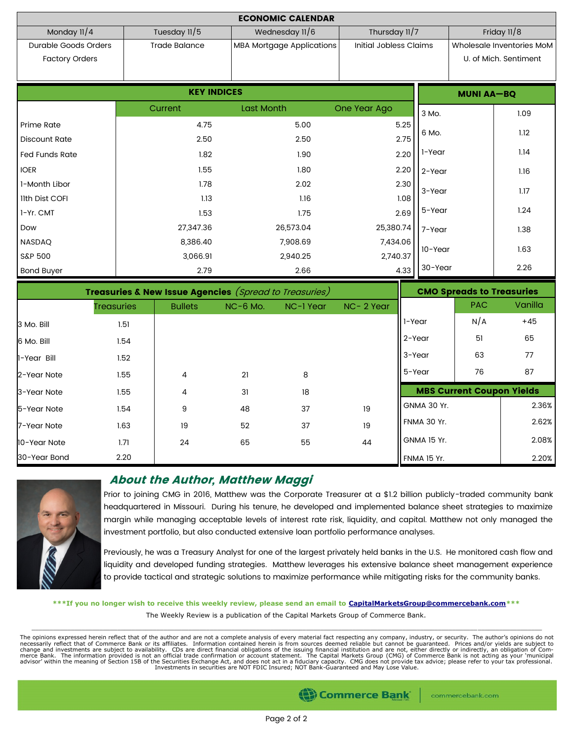## ECONOMIC CALENDAR

| Monday 11/4 | Tuesday 11/5 | Wednesday 11/6 | Thursday 11/7 | Friday 11/8 |
|---|---|---|---|---|
| Durable Goods Orders<br>Factory Orders | Trade Balance | MBA Mortgage Applications | Initial Jobless Claims | Wholesale Inventories MoM<br>U. of Mich. Sentiment |

## KEY INDICES

| | Current | Last Month | One Year Ago |
|---|---|---|---|
| Prime Rate | 4.75 | 5.00 | 5.25 |
| Discount Rate | 2.50 | 2.50 | 2.75 |
| Fed Funds Rate | 1.82 | 1.90 | 2.20 |
| IOER | 1.55 | 1.80 | 2.20 |
| 1-Month Libor | 1.78 | 2.02 | 2.30 |
| 11th Dist COFI | 1.13 | 1.16 | 1.08 |
| 1-Yr. CMT | 1.53 | 1.75 | 2.69 |
| Dow | 27,347.36 | 26,573.04 | 25,380.74 |
| NASDAQ | 8,386.40 | 7,908.69 | 7,434.06 |
| S&P 500 | 3,066.91 | 2,940.25 | 2,740.37 |
| Bond Buyer | 2.79 | 2.66 | 4.33 |

## MUNI AA—BQ

| | |
|---|---|
| 3 Mo. | 1.09 |
| 6 Mo. | 1.12 |
| 1-Year | 1.14 |
| 2-Year | 1.16 |
| 3-Year | 1.17 |
| 5-Year | 1.24 |
| 7-Year | 1.38 |
| 10-Year | 1.63 |
| 30-Year | 2.26 |

## Treasuries & New Issue Agencies *(Spread to Treasuries)*

| | Treasuries | Bullets | NC-6 Mo. | NC-1 Year | NC- 2 Year |
|---|---|---|---|---|---|
| 3 Mo. Bill | 1.51 | | | | |
| 6 Mo. Bill | 1.54 | | | | |
| 1-Year Bill | 1.52 | | | | |
| 2-Year Note | 1.55 | 4 | 21 | 8 | |
| 3-Year Note | 1.55 | 4 | 31 | 18 | |
| 5-Year Note | 1.54 | 9 | 48 | 37 | 19 |
| 7-Year Note | 1.63 | 19 | 52 | 37 | 19 |
| 10-Year Note | 1.71 | 24 | 65 | 55 | 44 |
| 30-Year Bond | 2.20 | | | | |

## CMO Spreads to Treasuries

| | PAC | Vanilla |
|---|---|---|
| 1-Year | N/A | +45 |
| 2-Year | 51 | 65 |
| 3-Year | 63 | 77 |
| 5-Year | 76 | 87 |

## MBS Current Coupon Yields

| | |
|---|---|
| GNMA 30 Yr. | 2.36% |
| FNMA 30 Yr. | 2.62% |
| GNMA 15 Yr. | 2.08% |
| FNMA 15 Yr. | 2.20% |

## *About the Author, Matthew Maggi*

Prior to joining CMG in 2016, Matthew was the Corporate Treasurer at a $1.2 billion publicly-traded community bank headquartered in Missouri. During his tenure, he developed and implemented balance sheet strategies to maximize margin while managing acceptable levels of interest rate risk, liquidity, and capital. Matthew not only managed the investment portfolio, but also conducted extensive loan portfolio performance analyses.

Previously, he was a Treasury Analyst for one of the largest privately held banks in the U.S. He monitored cash flow and liquidity and developed funding strategies. Matthew leverages his extensive balance sheet management experience to provide tactical and strategic solutions to maximize performance while mitigating risks for the community banks.

**\*\*\*If you no longer wish to receive this weekly review, please send an email to CapitalMarketsGroup@commercebank.com\*\*\***

The Weekly Review is a publication of the Capital Markets Group of Commerce Bank.

The opinions expressed herein reflect that of the author and are not a complete analysis of every material fact respecting any company, industry, or security. The author's opinions do not necessarily reflect that of Commerce Bank or its affiliates. Information contained herein is from sources deemed reliable but cannot be guaranteed. Prices and/or yields are subject to change and investments are subject to availability. CDs are direct financial obligations of the issuing financial institution and are not, either directly or indirectly, an obligation of Commerce Bank. The information provided is not an official trade confirmation or account statement. The Capital Markets Group (CMG) of Commerce Bank is not acting as your 'municipal advisor' within the meaning of Section 15B of the Securities Exchange Act, and does not act in a fiduciary capacity. CMG does not provide tax advice; please refer to your tax professional. Investments in securities are NOT FDIC Insured; NOT Bank-Guaranteed and May Lose Value.

Commerce Bank | commercebank.com